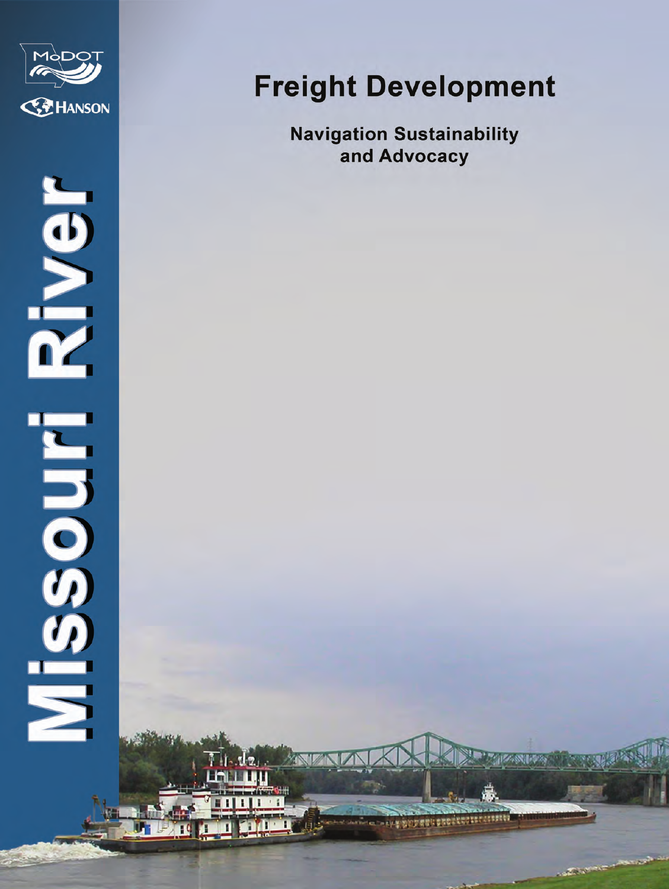MoDOT

HANSON

Missouri River

# Freight Development

## Navigation Sustainability and Advocacy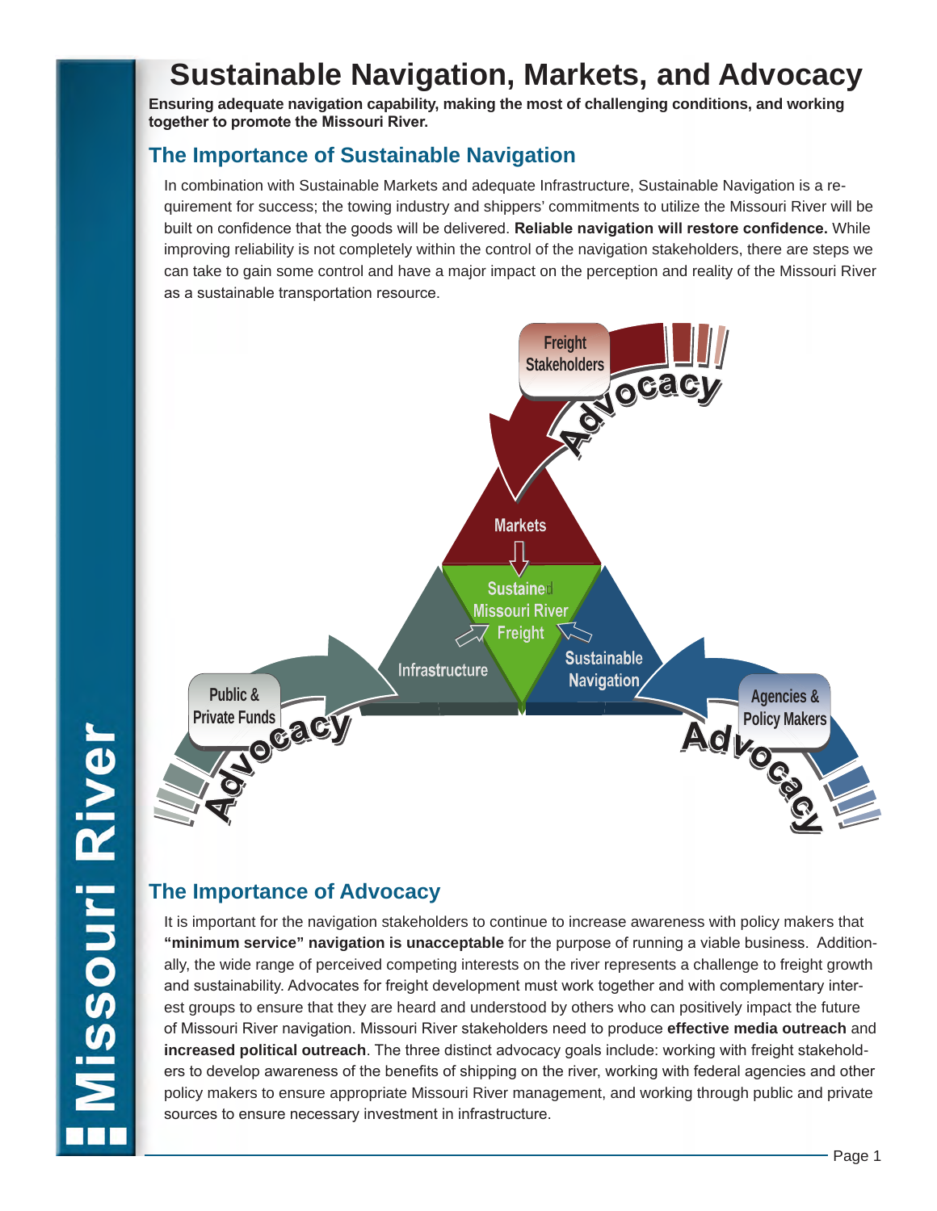# Sustainable Navigation, Markets, and Advocacy

**Ensuring adequate navigation capability, making the most of challenging conditions, and working together to promote the Missouri River.**

## The Importance of Sustainable Navigation

In combination with Sustainable Markets and adequate Infrastructure, Sustainable Navigation is a requirement for success; the towing industry and shippers' commitments to utilize the Missouri River will be built on confidence that the goods will be delivered. **Reliable navigation will restore confidence.** While improving reliability is not completely within the control of the navigation stakeholders, there are steps we can take to gain some control and have a major impact on the perception and reality of the Missouri River as a sustainable transportation resource.

Freight Stakeholders
Advocacy
Markets
Sustained Missouri River Freight
Infrastructure
Sustainable Navigation
Public & Private Funds
Advocacy
Agencies & Policy Makers
Advocacy

## The Importance of Advocacy

It is important for the navigation stakeholders to continue to increase awareness with policy makers that **"minimum service" navigation is unacceptable** for the purpose of running a viable business. Additionally, the wide range of perceived competing interests on the river represents a challenge to freight growth and sustainability. Advocates for freight development must work together and with complementary interest groups to ensure that they are heard and understood by others who can positively impact the future of Missouri River navigation. Missouri River stakeholders need to produce **effective media outreach** and **increased political outreach**. The three distinct advocacy goals include: working with freight stakeholders to develop awareness of the benefits of shipping on the river, working with federal agencies and other policy makers to ensure appropriate Missouri River management, and working through public and private sources to ensure necessary investment in infrastructure.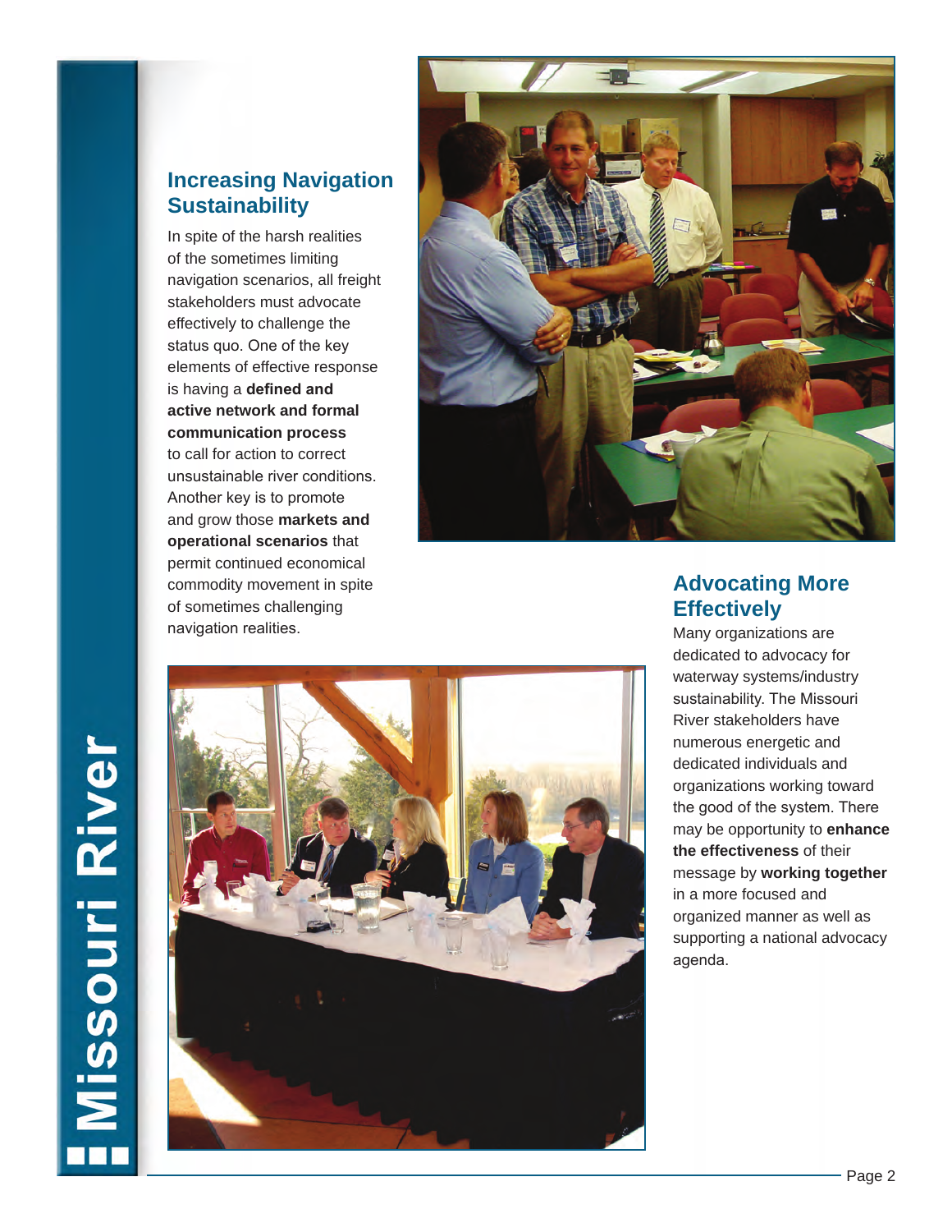## Increasing Navigation Sustainability

In spite of the harsh realities of the sometimes limiting navigation scenarios, all freight stakeholders must advocate effectively to challenge the status quo. One of the key elements of effective response is having a **defined and active network and formal communication process** to call for action to correct unsustainable river conditions. Another key is to promote and grow those **markets and operational scenarios** that permit continued economical commodity movement in spite of sometimes challenging navigation realities.

## Advocating More Effectively

Many organizations are dedicated to advocacy for waterway systems/industry sustainability. The Missouri River stakeholders have numerous energetic and dedicated individuals and organizations working toward the good of the system. There may be opportunity to **enhance the effectiveness** of their message by **working together** in a more focused and organized manner as well as supporting a national advocacy agenda.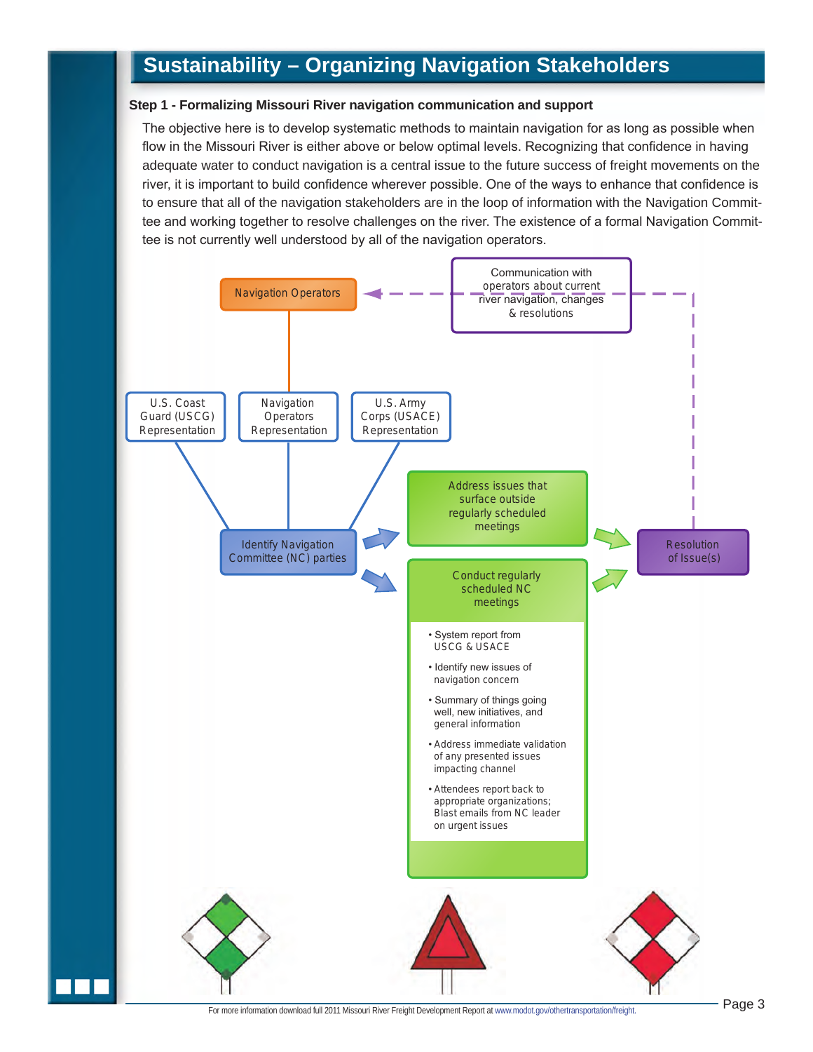# Sustainability – Organizing Navigation Stakeholders

### Step 1 - Formalizing Missouri River navigation communication and support

The objective here is to develop systematic methods to maintain navigation for as long as possible when flow in the Missouri River is either above or below optimal levels. Recognizing that confidence in having adequate water to conduct navigation is a central issue to the future success of freight movements on the river, it is important to build confidence wherever possible. One of the ways to enhance that confidence is to ensure that all of the navigation stakeholders are in the loop of information with the Navigation Committee and working together to resolve challenges on the river. The existence of a formal Navigation Committee is not currently well understood by all of the navigation operators.

Navigation Operators

Communication with operators about current river navigation, changes & resolutions

U.S. Coast Guard (USCG) Representation

Navigation Operators Representation

U.S. Army Corps (USACE) Representation

Identify Navigation Committee (NC) parties

Address issues that surface outside regularly scheduled meetings

Conduct regularly scheduled NC meetings

- System report from USCG & USACE
- Identify new issues of navigation concern
- Summary of things going well, new initiatives, and general information
- Address immediate validation of any presented issues impacting channel
- Attendees report back to appropriate organizations; Blast emails from NC leader on urgent issues

Resolution of Issue(s)

For more information download full 2011 Missouri River Freight Development Report at www.modot.gov/othertransportation/freight.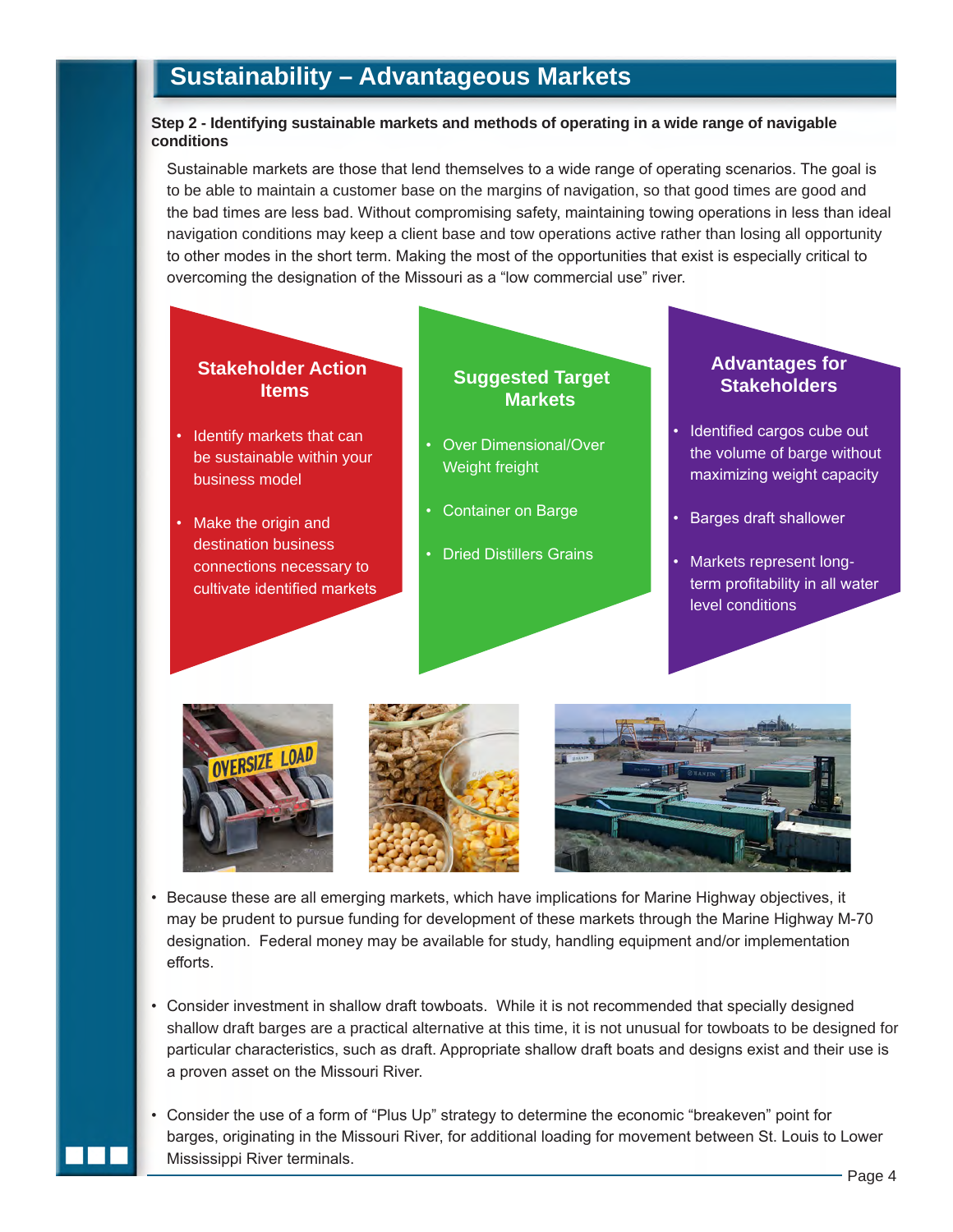# Sustainability – Advantageous Markets

**Step 2 - Identifying sustainable markets and methods of operating in a wide range of navigable conditions**

Sustainable markets are those that lend themselves to a wide range of operating scenarios. The goal is to be able to maintain a customer base on the margins of navigation, so that good times are good and the bad times are less bad. Without compromising safety, maintaining towing operations in less than ideal navigation conditions may keep a client base and tow operations active rather than losing all opportunity to other modes in the short term. Making the most of the opportunities that exist is especially critical to overcoming the designation of the Missouri as a "low commercial use" river.

### Stakeholder Action Items

- Identify markets that can be sustainable within your business model
- Make the origin and destination business connections necessary to cultivate identified markets

### Suggested Target Markets

- Over Dimensional/Over Weight freight
- Container on Barge
- Dried Distillers Grains

### Advantages for Stakeholders

- Identified cargos cube out the volume of barge without maximizing weight capacity
- Barges draft shallower
- Markets represent long-term profitability in all water level conditions

- Because these are all emerging markets, which have implications for Marine Highway objectives, it may be prudent to pursue funding for development of these markets through the Marine Highway M-70 designation. Federal money may be available for study, handling equipment and/or implementation efforts.
- Consider investment in shallow draft towboats. While it is not recommended that specially designed shallow draft barges are a practical alternative at this time, it is not unusual for towboats to be designed for particular characteristics, such as draft. Appropriate shallow draft boats and designs exist and their use is a proven asset on the Missouri River.
- Consider the use of a form of "Plus Up" strategy to determine the economic "breakeven" point for barges, originating in the Missouri River, for additional loading for movement between St. Louis to Lower Mississippi River terminals.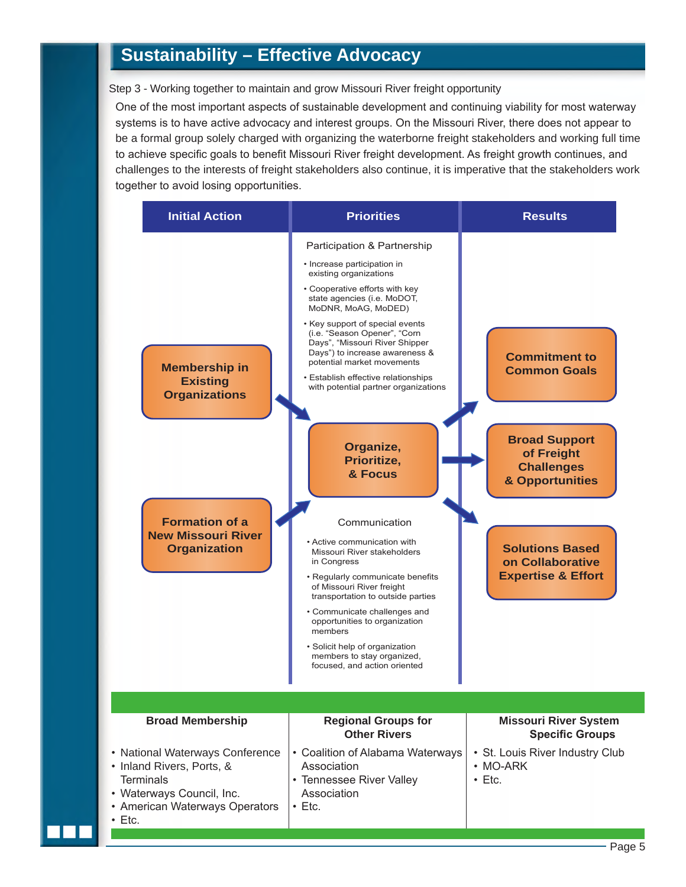# Sustainability – Effective Advocacy

Step 3 - Working together to maintain and grow Missouri River freight opportunity

One of the most important aspects of sustainable development and continuing viability for most waterway systems is to have active advocacy and interest groups. On the Missouri River, there does not appear to be a formal group solely charged with organizing the waterborne freight stakeholders and working full time to achieve specific goals to benefit Missouri River freight development. As freight growth continues, and challenges to the interests of freight stakeholders also continue, it is imperative that the stakeholders work together to avoid losing opportunities.

**Initial Action**

- Membership in Existing Organizations
- Formation of a New Missouri River Organization

**Priorities**

Organize, Prioritize, & Focus

Participation & Partnership

- Increase participation in existing organizations
- Cooperative efforts with key state agencies (i.e. MoDOT, MoDNR, MoAG, MoDED)
- Key support of special events (i.e. "Season Opener", "Corn Days", "Missouri River Shipper Days") to increase awareness & potential market movements
- Establish effective relationships with potential partner organizations

Communication

- Active communication with Missouri River stakeholders in Congress
- Regularly communicate benefits of Missouri River freight transportation to outside parties
- Communicate challenges and opportunities to organization members
- Solicit help of organization members to stay organized, focused, and action oriented

**Results**

- Commitment to Common Goals
- Broad Support of Freight Challenges & Opportunities
- Solutions Based on Collaborative Expertise & Effort

| Broad Membership | Regional Groups for Other Rivers | Missouri River System Specific Groups |
|---|---|---|
| • National Waterways Conference<br>• Inland Rivers, Ports, & Terminals<br>• Waterways Council, Inc.<br>• American Waterways Operators<br>• Etc. | • Coalition of Alabama Waterways Association<br>• Tennessee River Valley Association<br>• Etc. | • St. Louis River Industry Club<br>• MO-ARK<br>• Etc. |